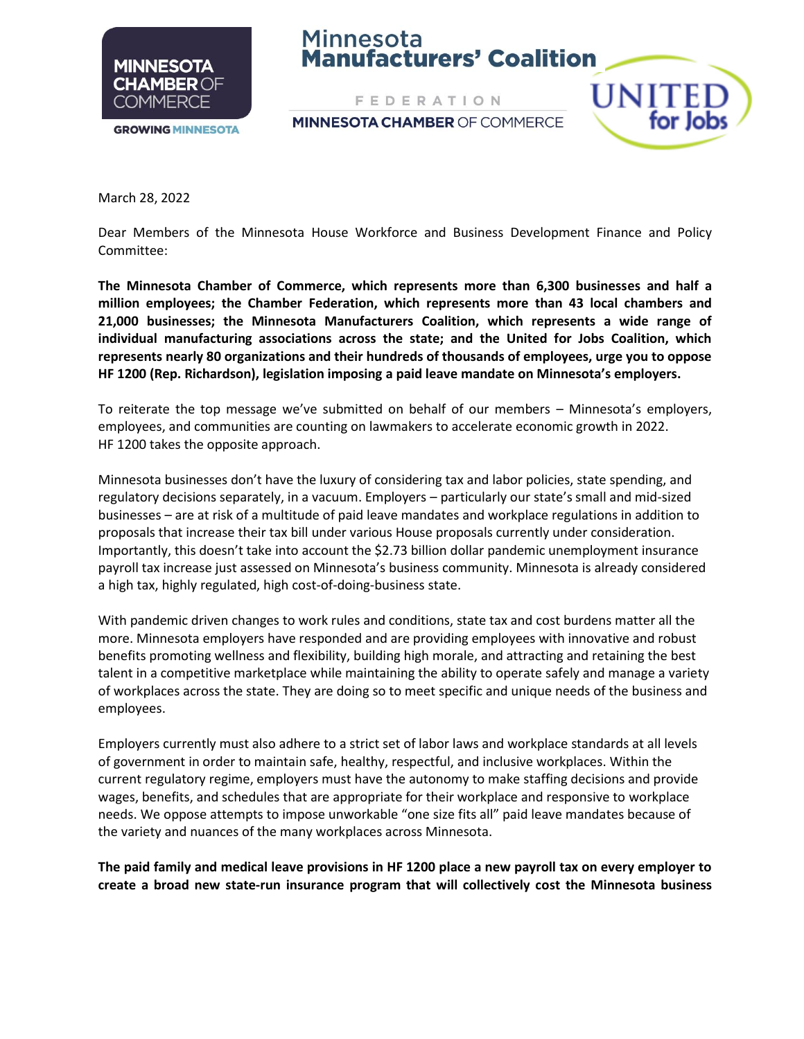MINNESOTA CHAMBER OF COMMERCE
GROWING MINNESOTA

Minnesota Manufacturers' Coalition

FEDERATION
MINNESOTA CHAMBER OF COMMERCE

UNITED for Jobs

March 28, 2022

Dear Members of the Minnesota House Workforce and Business Development Finance and Policy Committee:

**The Minnesota Chamber of Commerce, which represents more than 6,300 businesses and half a million employees; the Chamber Federation, which represents more than 43 local chambers and 21,000 businesses; the Minnesota Manufacturers Coalition, which represents a wide range of individual manufacturing associations across the state; and the United for Jobs Coalition, which represents nearly 80 organizations and their hundreds of thousands of employees, urge you to oppose HF 1200 (Rep. Richardson), legislation imposing a paid leave mandate on Minnesota's employers.**

To reiterate the top message we've submitted on behalf of our members – Minnesota's employers, employees, and communities are counting on lawmakers to accelerate economic growth in 2022. HF 1200 takes the opposite approach.

Minnesota businesses don't have the luxury of considering tax and labor policies, state spending, and regulatory decisions separately, in a vacuum. Employers – particularly our state's small and mid-sized businesses – are at risk of a multitude of paid leave mandates and workplace regulations in addition to proposals that increase their tax bill under various House proposals currently under consideration. Importantly, this doesn't take into account the $2.73 billion dollar pandemic unemployment insurance payroll tax increase just assessed on Minnesota's business community. Minnesota is already considered a high tax, highly regulated, high cost-of-doing-business state.

With pandemic driven changes to work rules and conditions, state tax and cost burdens matter all the more. Minnesota employers have responded and are providing employees with innovative and robust benefits promoting wellness and flexibility, building high morale, and attracting and retaining the best talent in a competitive marketplace while maintaining the ability to operate safely and manage a variety of workplaces across the state. They are doing so to meet specific and unique needs of the business and employees.

Employers currently must also adhere to a strict set of labor laws and workplace standards at all levels of government in order to maintain safe, healthy, respectful, and inclusive workplaces. Within the current regulatory regime, employers must have the autonomy to make staffing decisions and provide wages, benefits, and schedules that are appropriate for their workplace and responsive to workplace needs. We oppose attempts to impose unworkable "one size fits all" paid leave mandates because of the variety and nuances of the many workplaces across Minnesota.

**The paid family and medical leave provisions in HF 1200 place a new payroll tax on every employer to create a broad new state-run insurance program that will collectively cost the Minnesota business**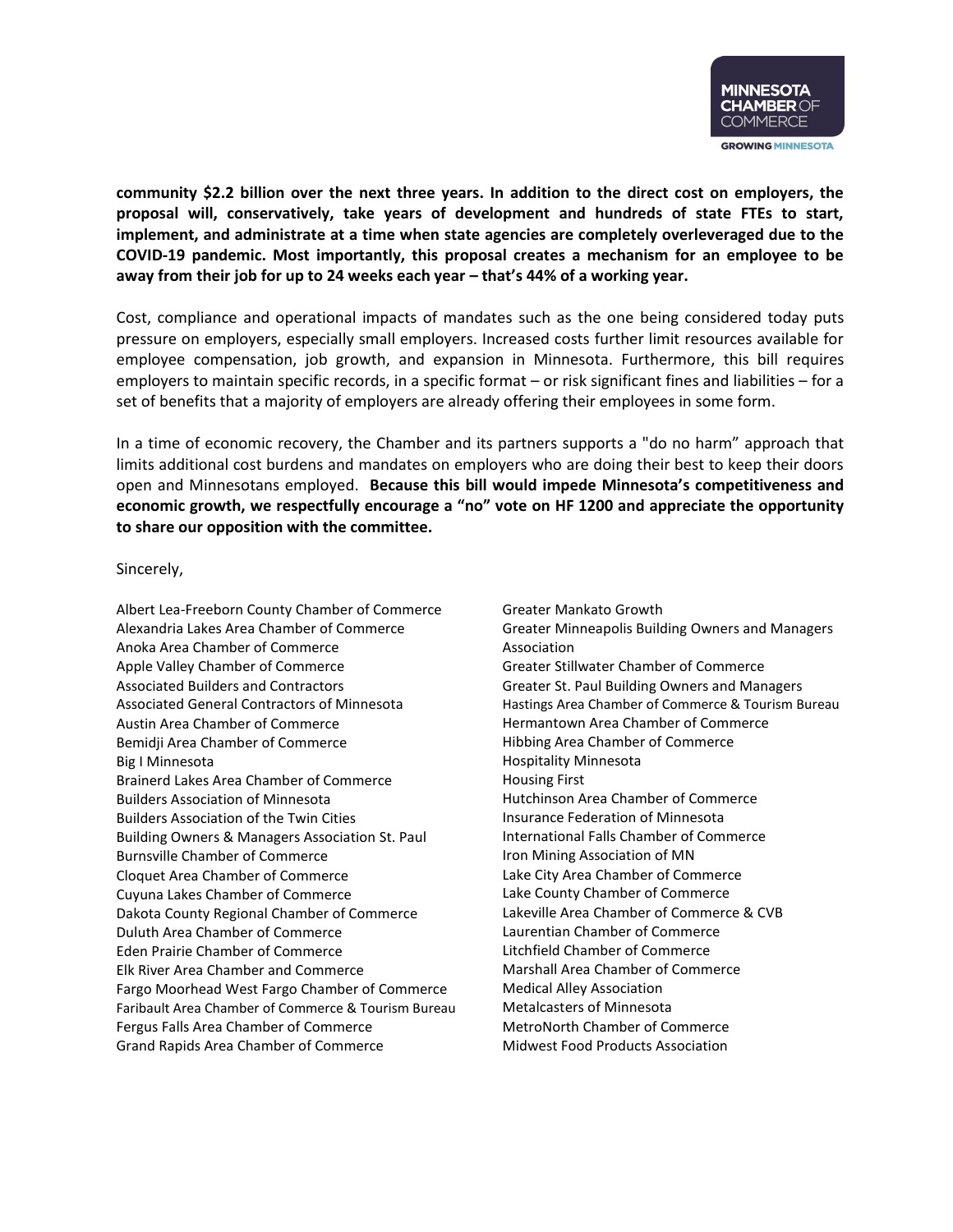**community $2.2 billion over the next three years. In addition to the direct cost on employers, the proposal will, conservatively, take years of development and hundreds of state FTEs to start, implement, and administrate at a time when state agencies are completely overleveraged due to the COVID-19 pandemic. Most importantly, this proposal creates a mechanism for an employee to be away from their job for up to 24 weeks each year – that's 44% of a working year.**

Cost, compliance and operational impacts of mandates such as the one being considered today puts pressure on employers, especially small employers. Increased costs further limit resources available for employee compensation, job growth, and expansion in Minnesota. Furthermore, this bill requires employers to maintain specific records, in a specific format – or risk significant fines and liabilities – for a set of benefits that a majority of employers are already offering their employees in some form.

In a time of economic recovery, the Chamber and its partners supports a "do no harm" approach that limits additional cost burdens and mandates on employers who are doing their best to keep their doors open and Minnesotans employed. **Because this bill would impede Minnesota's competitiveness and economic growth, we respectfully encourage a "no" vote on HF 1200 and appreciate the opportunity to share our opposition with the committee.**

Sincerely,

Albert Lea-Freeborn County Chamber of Commerce
Alexandria Lakes Area Chamber of Commerce
Anoka Area Chamber of Commerce
Apple Valley Chamber of Commerce
Associated Builders and Contractors
Associated General Contractors of Minnesota
Austin Area Chamber of Commerce
Bemidji Area Chamber of Commerce
Big I Minnesota
Brainerd Lakes Area Chamber of Commerce
Builders Association of Minnesota
Builders Association of the Twin Cities
Building Owners & Managers Association St. Paul
Burnsville Chamber of Commerce
Cloquet Area Chamber of Commerce
Cuyuna Lakes Chamber of Commerce
Dakota County Regional Chamber of Commerce
Duluth Area Chamber of Commerce
Eden Prairie Chamber of Commerce
Elk River Area Chamber and Commerce
Fargo Moorhead West Fargo Chamber of Commerce
Faribault Area Chamber of Commerce & Tourism Bureau
Fergus Falls Area Chamber of Commerce
Grand Rapids Area Chamber of Commerce
Greater Mankato Growth
Greater Minneapolis Building Owners and Managers Association
Greater Stillwater Chamber of Commerce
Greater St. Paul Building Owners and Managers
Hastings Area Chamber of Commerce & Tourism Bureau
Hermantown Area Chamber of Commerce
Hibbing Area Chamber of Commerce
Hospitality Minnesota
Housing First
Hutchinson Area Chamber of Commerce
Insurance Federation of Minnesota
International Falls Chamber of Commerce
Iron Mining Association of MN
Lake City Area Chamber of Commerce
Lake County Chamber of Commerce
Lakeville Area Chamber of Commerce & CVB
Laurentian Chamber of Commerce
Litchfield Chamber of Commerce
Marshall Area Chamber of Commerce
Medical Alley Association
Metalcasters of Minnesota
MetroNorth Chamber of Commerce
Midwest Food Products Association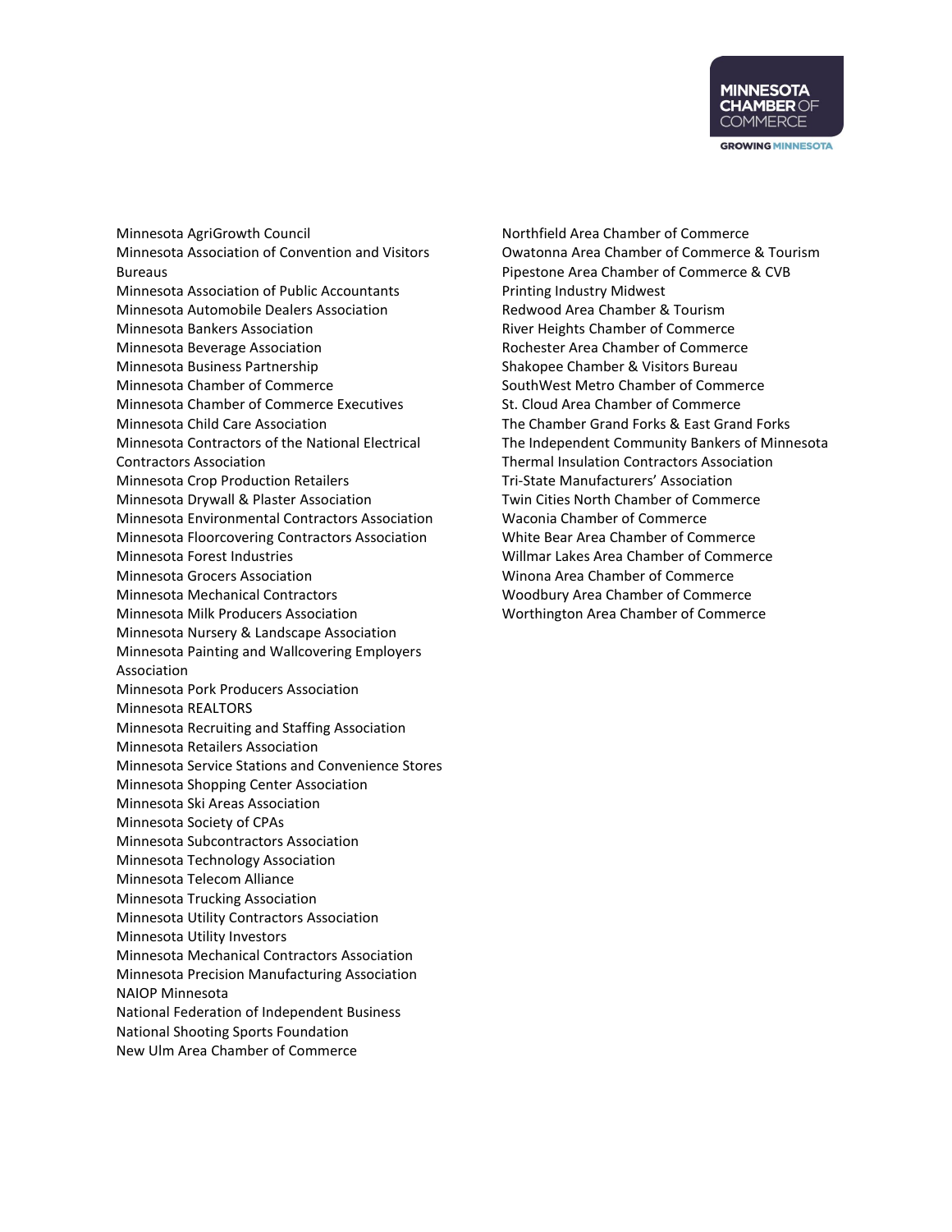Minnesota AgriGrowth Council
Minnesota Association of Convention and Visitors Bureaus
Minnesota Association of Public Accountants
Minnesota Automobile Dealers Association
Minnesota Bankers Association
Minnesota Beverage Association
Minnesota Business Partnership
Minnesota Chamber of Commerce
Minnesota Chamber of Commerce Executives
Minnesota Child Care Association
Minnesota Contractors of the National Electrical Contractors Association
Minnesota Crop Production Retailers
Minnesota Drywall & Plaster Association
Minnesota Environmental Contractors Association
Minnesota Floorcovering Contractors Association
Minnesota Forest Industries
Minnesota Grocers Association
Minnesota Mechanical Contractors
Minnesota Milk Producers Association
Minnesota Nursery & Landscape Association
Minnesota Painting and Wallcovering Employers Association
Minnesota Pork Producers Association
Minnesota REALTORS
Minnesota Recruiting and Staffing Association
Minnesota Retailers Association
Minnesota Service Stations and Convenience Stores
Minnesota Shopping Center Association
Minnesota Ski Areas Association
Minnesota Society of CPAs
Minnesota Subcontractors Association
Minnesota Technology Association
Minnesota Telecom Alliance
Minnesota Trucking Association
Minnesota Utility Contractors Association
Minnesota Utility Investors
Minnesota Mechanical Contractors Association
Minnesota Precision Manufacturing Association
NAIOP Minnesota
National Federation of Independent Business
National Shooting Sports Foundation
New Ulm Area Chamber of Commerce
Northfield Area Chamber of Commerce
Owatonna Area Chamber of Commerce & Tourism
Pipestone Area Chamber of Commerce & CVB
Printing Industry Midwest
Redwood Area Chamber & Tourism
River Heights Chamber of Commerce
Rochester Area Chamber of Commerce
Shakopee Chamber & Visitors Bureau
SouthWest Metro Chamber of Commerce
St. Cloud Area Chamber of Commerce
The Chamber Grand Forks & East Grand Forks
The Independent Community Bankers of Minnesota
Thermal Insulation Contractors Association
Tri-State Manufacturers' Association
Twin Cities North Chamber of Commerce
Waconia Chamber of Commerce
White Bear Area Chamber of Commerce
Willmar Lakes Area Chamber of Commerce
Winona Area Chamber of Commerce
Woodbury Area Chamber of Commerce
Worthington Area Chamber of Commerce